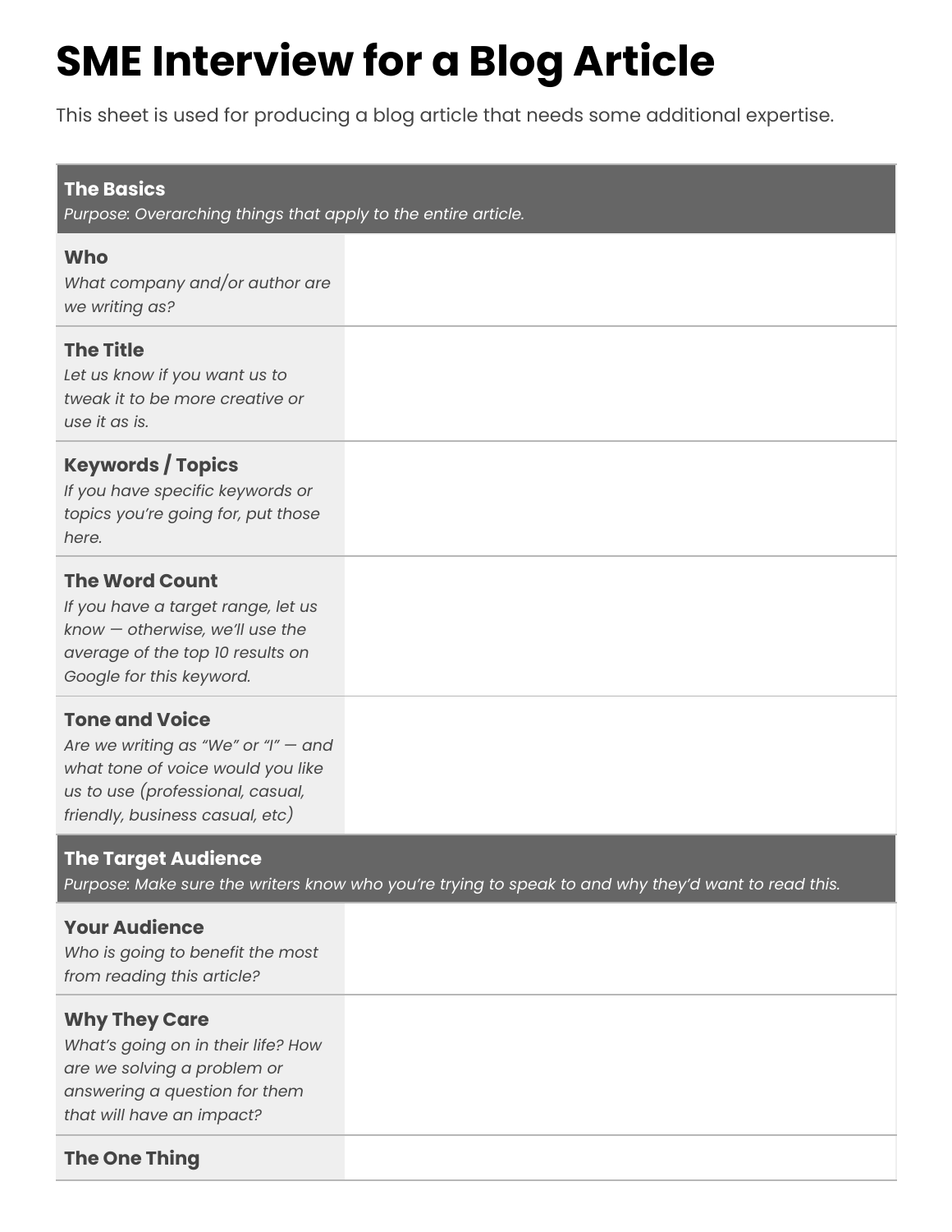# SME Interview for a Blog Article

This sheet is used for producing a blog article that needs some additional expertise.

| **The Basics**<br>*Purpose: Overarching things that apply to the entire article.* | |
|---|---|
| **Who**<br>*What company and/or author are we writing as?* | |
| **The Title**<br>*Let us know if you want us to tweak it to be more creative or use it as is.* | |
| **Keywords / Topics**<br>*If you have specific keywords or topics you're going for, put those here.* | |
| **The Word Count**<br>*If you have a target range, let us know — otherwise, we'll use the average of the top 10 results on Google for this keyword.* | |
| **Tone and Voice**<br>*Are we writing as "We" or "I" — and what tone of voice would you like us to use (professional, casual, friendly, business casual, etc)* | |
| **The Target Audience**<br>*Purpose: Make sure the writers know who you're trying to speak to and why they'd want to read this.* | |
| **Your Audience**<br>*Who is going to benefit the most from reading this article?* | |
| **Why They Care**<br>*What's going on in their life? How are we solving a problem or answering a question for them that will have an impact?* | |
| **The One Thing** | |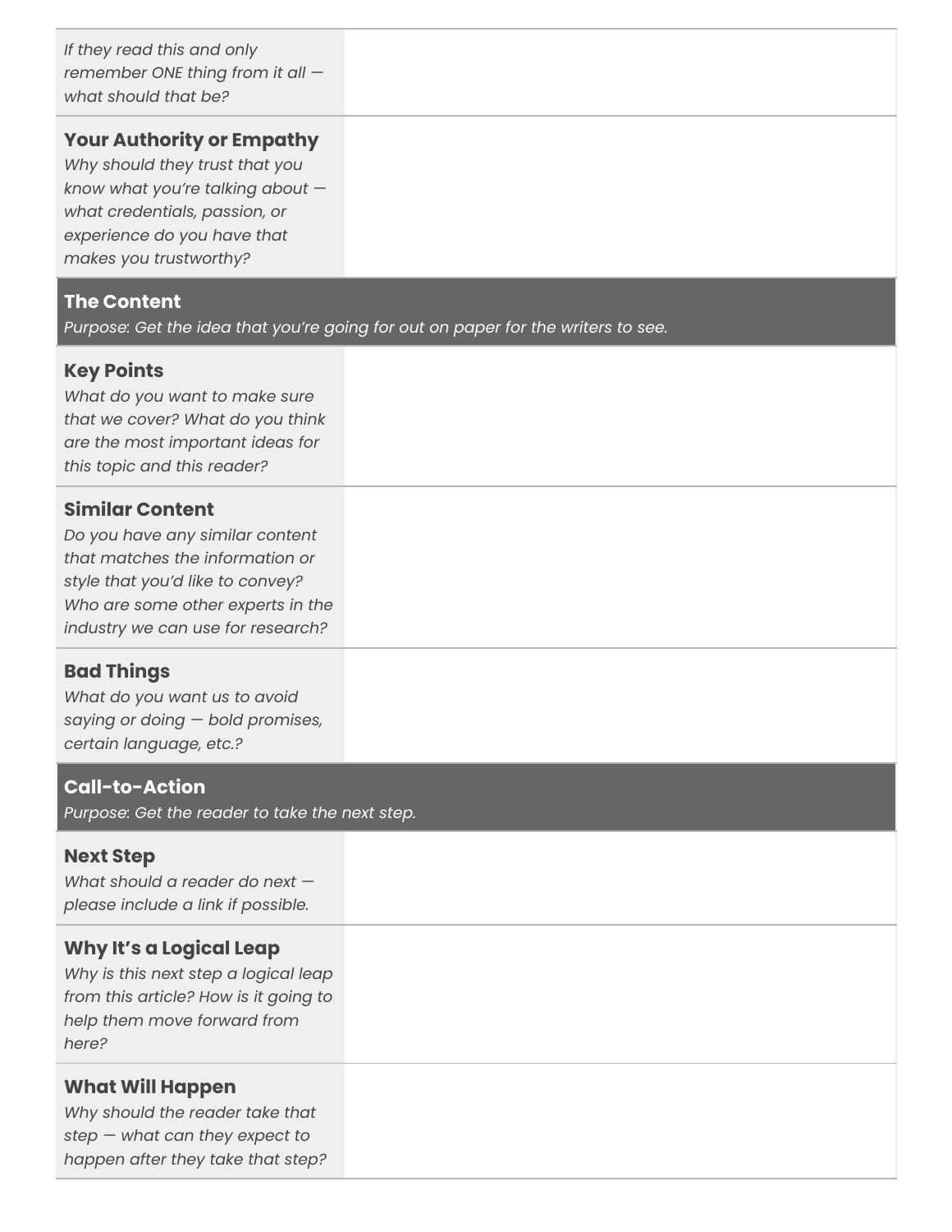| | |
|---|---|
| *If they read this and only remember ONE thing from it all — what should that be?* | |
| **Your Authority or Empathy**<br>*Why should they trust that you know what you're talking about — what credentials, passion, or experience do you have that makes you trustworthy?* | |
| **The Content**<br>*Purpose: Get the idea that you're going for out on paper for the writers to see.* | |
| **Key Points**<br>*What do you want to make sure that we cover? What do you think are the most important ideas for this topic and this reader?* | |
| **Similar Content**<br>*Do you have any similar content that matches the information or style that you'd like to convey? Who are some other experts in the industry we can use for research?* | |
| **Bad Things**<br>*What do you want us to avoid saying or doing — bold promises, certain language, etc.?* | |
| **Call-to-Action**<br>*Purpose: Get the reader to take the next step.* | |
| **Next Step**<br>*What should a reader do next — please include a link if possible.* | |
| **Why It's a Logical Leap**<br>*Why is this next step a logical leap from this article? How is it going to help them move forward from here?* | |
| **What Will Happen**<br>*Why should the reader take that step — what can they expect to happen after they take that step?* | |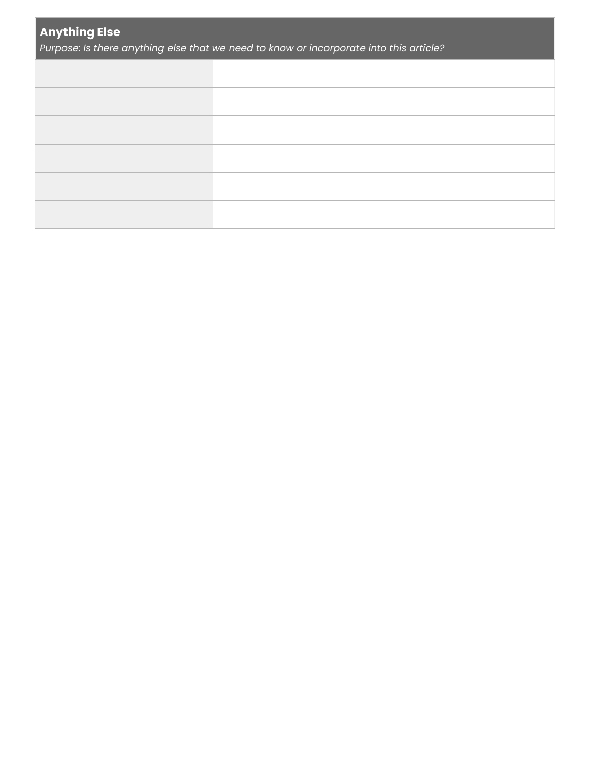**Anything Else**

*Purpose: Is there anything else that we need to know or incorporate into this article?*

| | |
|---|---|
| | |
| | |
| | |
| | |
| | |
| | |